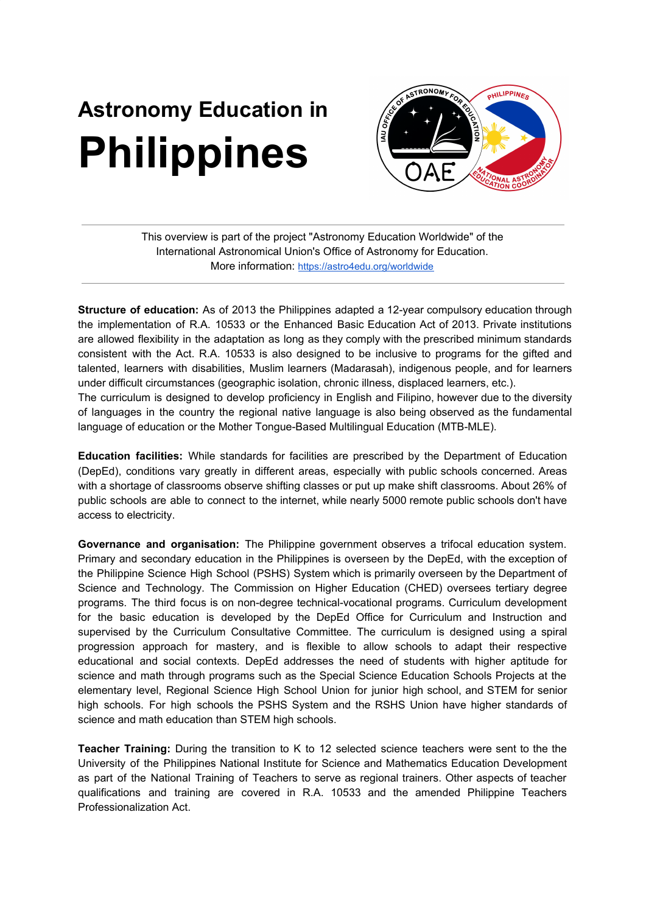# Astronomy Education in Philippines

This overview is part of the project "Astronomy Education Worldwide" of the International Astronomical Union's Office of Astronomy for Education.
More information: https://astro4edu.org/worldwide

**Structure of education:** As of 2013 the Philippines adapted a 12-year compulsory education through the implementation of R.A. 10533 or the Enhanced Basic Education Act of 2013. Private institutions are allowed flexibility in the adaptation as long as they comply with the prescribed minimum standards consistent with the Act. R.A. 10533 is also designed to be inclusive to programs for the gifted and talented, learners with disabilities, Muslim learners (Madarasah), indigenous people, and for learners under difficult circumstances (geographic isolation, chronic illness, displaced learners, etc.).
The curriculum is designed to develop proficiency in English and Filipino, however due to the diversity of languages in the country the regional native language is also being observed as the fundamental language of education or the Mother Tongue-Based Multilingual Education (MTB-MLE).

**Education facilities:** While standards for facilities are prescribed by the Department of Education (DepEd), conditions vary greatly in different areas, especially with public schools concerned. Areas with a shortage of classrooms observe shifting classes or put up make shift classrooms. About 26% of public schools are able to connect to the internet, while nearly 5000 remote public schools don't have access to electricity.

**Governance and organisation:** The Philippine government observes a trifocal education system. Primary and secondary education in the Philippines is overseen by the DepEd, with the exception of the Philippine Science High School (PSHS) System which is primarily overseen by the Department of Science and Technology. The Commission on Higher Education (CHED) oversees tertiary degree programs. The third focus is on non-degree technical-vocational programs. Curriculum development for the basic education is developed by the DepEd Office for Curriculum and Instruction and supervised by the Curriculum Consultative Committee. The curriculum is designed using a spiral progression approach for mastery, and is flexible to allow schools to adapt their respective educational and social contexts. DepEd addresses the need of students with higher aptitude for science and math through programs such as the Special Science Education Schools Projects at the elementary level, Regional Science High School Union for junior high school, and STEM for senior high schools. For high schools the PSHS System and the RSHS Union have higher standards of science and math education than STEM high schools.

**Teacher Training:** During the transition to K to 12 selected science teachers were sent to the the University of the Philippines National Institute for Science and Mathematics Education Development as part of the National Training of Teachers to serve as regional trainers. Other aspects of teacher qualifications and training are covered in R.A. 10533 and the amended Philippine Teachers Professionalization Act.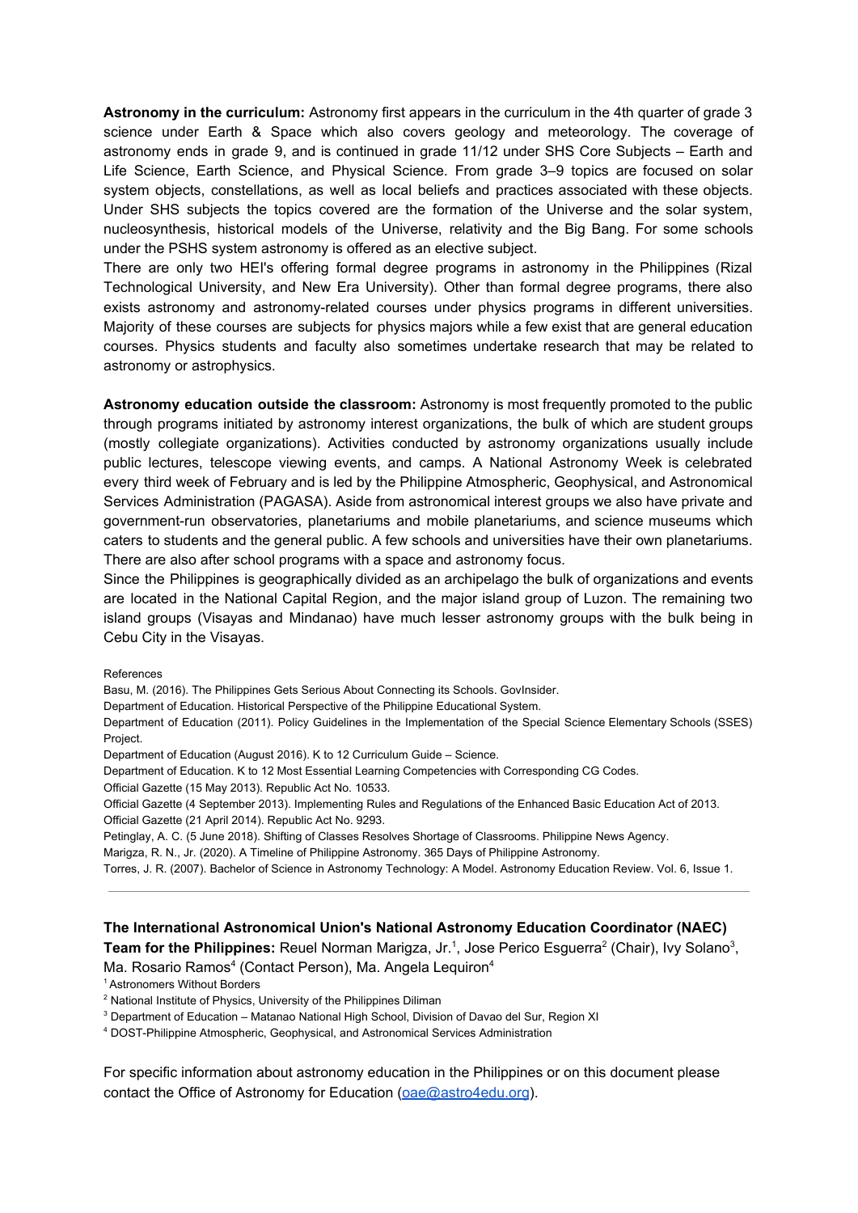**Astronomy in the curriculum:** Astronomy first appears in the curriculum in the 4th quarter of grade 3 science under Earth & Space which also covers geology and meteorology. The coverage of astronomy ends in grade 9, and is continued in grade 11/12 under SHS Core Subjects – Earth and Life Science, Earth Science, and Physical Science. From grade 3–9 topics are focused on solar system objects, constellations, as well as local beliefs and practices associated with these objects. Under SHS subjects the topics covered are the formation of the Universe and the solar system, nucleosynthesis, historical models of the Universe, relativity and the Big Bang. For some schools under the PSHS system astronomy is offered as an elective subject.

There are only two HEI's offering formal degree programs in astronomy in the Philippines (Rizal Technological University, and New Era University). Other than formal degree programs, there also exists astronomy and astronomy-related courses under physics programs in different universities. Majority of these courses are subjects for physics majors while a few exist that are general education courses. Physics students and faculty also sometimes undertake research that may be related to astronomy or astrophysics.

**Astronomy education outside the classroom:** Astronomy is most frequently promoted to the public through programs initiated by astronomy interest organizations, the bulk of which are student groups (mostly collegiate organizations). Activities conducted by astronomy organizations usually include public lectures, telescope viewing events, and camps. A National Astronomy Week is celebrated every third week of February and is led by the Philippine Atmospheric, Geophysical, and Astronomical Services Administration (PAGASA). Aside from astronomical interest groups we also have private and government-run observatories, planetariums and mobile planetariums, and science museums which caters to students and the general public. A few schools and universities have their own planetariums. There are also after school programs with a space and astronomy focus.

Since the Philippines is geographically divided as an archipelago the bulk of organizations and events are located in the National Capital Region, and the major island group of Luzon. The remaining two island groups (Visayas and Mindanao) have much lesser astronomy groups with the bulk being in Cebu City in the Visayas.

References

Basu, M. (2016). The Philippines Gets Serious About Connecting its Schools. GovInsider.

Department of Education. Historical Perspective of the Philippine Educational System.

Department of Education (2011). Policy Guidelines in the Implementation of the Special Science Elementary Schools (SSES) Project.

Department of Education (August 2016). K to 12 Curriculum Guide – Science.

Department of Education. K to 12 Most Essential Learning Competencies with Corresponding CG Codes.

Official Gazette (15 May 2013). Republic Act No. 10533.

Official Gazette (4 September 2013). Implementing Rules and Regulations of the Enhanced Basic Education Act of 2013.

Official Gazette (21 April 2014). Republic Act No. 9293.

Petinglay, A. C. (5 June 2018). Shifting of Classes Resolves Shortage of Classrooms. Philippine News Agency.

Marigza, R. N., Jr. (2020). A Timeline of Philippine Astronomy. 365 Days of Philippine Astronomy.

Torres, J. R. (2007). Bachelor of Science in Astronomy Technology: A Model. Astronomy Education Review. Vol. 6, Issue 1.

---

**The International Astronomical Union's National Astronomy Education Coordinator (NAEC) Team for the Philippines:** Reuel Norman Marigza, Jr.[1], Jose Perico Esguerra[2] (Chair), Ivy Solano[3], Ma. Rosario Ramos[4] (Contact Person), Ma. Angela Lequiron[4]

[1] Astronomers Without Borders

[2] National Institute of Physics, University of the Philippines Diliman

[3] Department of Education – Matanao National High School, Division of Davao del Sur, Region XI

[4] DOST-Philippine Atmospheric, Geophysical, and Astronomical Services Administration

For specific information about astronomy education in the Philippines or on this document please contact the Office of Astronomy for Education (oae@astro4edu.org).